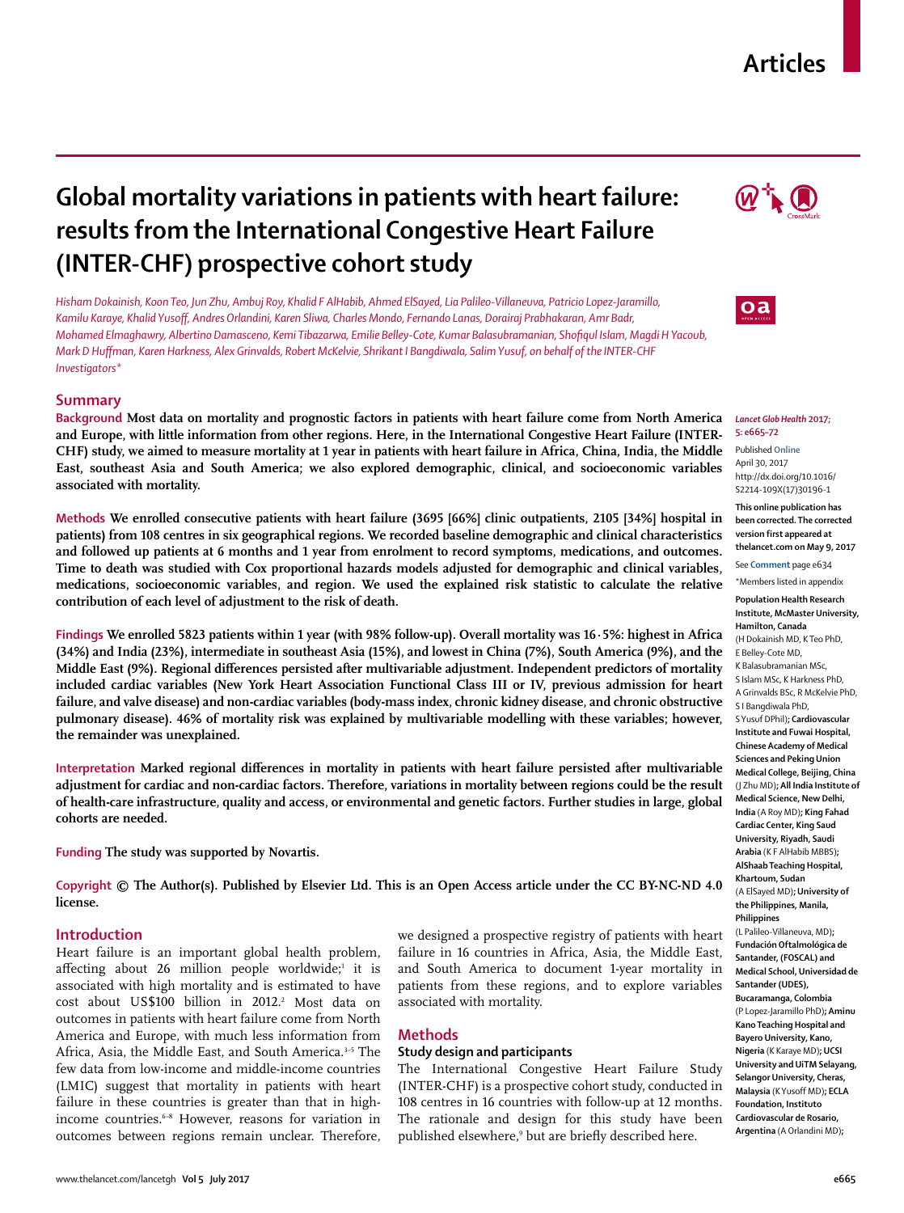# Global mortality variations in patients with heart failure: results from the International Congestive Heart Failure (INTER-CHF) prospective cohort study

*Hisham Dokainish, Koon Teo, Jun Zhu, Ambuj Roy, Khalid F AlHabib, Ahmed ElSayed, Lia Palileo-Villaneuva, Patricio Lopez-Jaramillo, Kamilu Karaye, Khalid Yusoff, Andres Orlandini, Karen Sliwa, Charles Mondo, Fernando Lanas, Dorairaj Prabhakaran, Amr Badr, Mohamed Elmaghawry, Albertino Damasceno, Kemi Tibazarwa, Emilie Belley-Cote, Kumar Balasubramanian, Shofiqul Islam, Magdi H Yacoub, Mark D Huffman, Karen Harkness, Alex Grinvalds, Robert McKelvie, Shrikant I Bangdiwala, Salim Yusuf, on behalf of the INTER-CHF Investigators\**

## Summary

**Background** Most data on mortality and prognostic factors in patients with heart failure come from North America and Europe, with little information from other regions. Here, in the International Congestive Heart Failure (INTER-CHF) study, we aimed to measure mortality at 1 year in patients with heart failure in Africa, China, India, the Middle East, southeast Asia and South America; we also explored demographic, clinical, and socioeconomic variables associated with mortality.

**Methods** We enrolled consecutive patients with heart failure (3695 [66%] clinic outpatients, 2105 [34%] hospital in patients) from 108 centres in six geographical regions. We recorded baseline demographic and clinical characteristics and followed up patients at 6 months and 1 year from enrolment to record symptoms, medications, and outcomes. Time to death was studied with Cox proportional hazards models adjusted for demographic and clinical variables, medications, socioeconomic variables, and region. We used the explained risk statistic to calculate the relative contribution of each level of adjustment to the risk of death.

**Findings** We enrolled 5823 patients within 1 year (with 98% follow-up). Overall mortality was 16·5%: highest in Africa (34%) and India (23%), intermediate in southeast Asia (15%), and lowest in China (7%), South America (9%), and the Middle East (9%). Regional differences persisted after multivariable adjustment. Independent predictors of mortality included cardiac variables (New York Heart Association Functional Class III or IV, previous admission for heart failure, and valve disease) and non-cardiac variables (body-mass index, chronic kidney disease, and chronic obstructive pulmonary disease). 46% of mortality risk was explained by multivariable modelling with these variables; however, the remainder was unexplained.

**Interpretation** Marked regional differences in mortality in patients with heart failure persisted after multivariable adjustment for cardiac and non-cardiac factors. Therefore, variations in mortality between regions could be the result of health-care infrastructure, quality and access, or environmental and genetic factors. Further studies in large, global cohorts are needed.

**Funding** The study was supported by Novartis.

**Copyright** © The Author(s). Published by Elsevier Ltd. This is an Open Access article under the CC BY-NC-ND 4.0 license.

*Lancet Glob Health* 2017; 5: e665–72

Published Online April 30, 2017 http://dx.doi.org/10.1016/S2214-109X(17)30196-1

**This online publication has been corrected. The corrected version first appeared at thelancet.com on May 9, 2017**

See **Comment** page e634

\*Members listed in appendix

**Population Health Research Institute, McMaster University, Hamilton, Canada** (H Dokainish MD, K Teo PhD, E Belley-Cote MD, K Balasubramanian MSc, S Islam MSc, K Harkness PhD, A Grinvalds BSc, R McKelvie PhD, S I Bangdiwala PhD, S Yusuf DPhil); **Cardiovascular Institute and Fuwai Hospital, Chinese Academy of Medical Sciences and Peking Union Medical College, Beijing, China** (J Zhu MD); **All India Institute of Medical Science, New Delhi, India** (A Roy MD); **King Fahad Cardiac Center, King Saud University, Riyadh, Saudi Arabia** (K F AlHabib MBBS); **Alshaab Teaching Hospital, Khartoum, Sudan** (A ElSayed MD); **University of the Philippines, Manila, Philippines** (L Palileo-Villaneuva, MD); **Fundación Oftalmológica de Santander, (FOSCAL) and Medical School, Universidad de Santander (UDES), Bucaramanga, Colombia** (P Lopez-Jaramillo PhD); **Aminu Kano Teaching Hospital and Bayero University, Kano, Nigeria** (K Karaye MD); **UCSI University and UiTM Selayang, Selangor University, Cheras, Malaysia** (K Yusoff MD); **ECLA Foundation, Instituto Cardiovascular de Rosario, Argentina** (A Orlandini MD);

## Introduction

Heart failure is an important global health problem, affecting about 26 million people worldwide;[1] it is associated with high mortality and is estimated to have cost about US$100 billion in 2012.[2] Most data on outcomes in patients with heart failure come from North America and Europe, with much less information from Africa, Asia, the Middle East, and South America.[3–5] The few data from low-income and middle-income countries (LMIC) suggest that mortality in patients with heart failure in these countries is greater than that in high-income countries.[6–8] However, reasons for variation in outcomes between regions remain unclear. Therefore, we designed a prospective registry of patients with heart failure in 16 countries in Africa, Asia, the Middle East, and South America to document 1-year mortality in patients from these regions, and to explore variables associated with mortality.

## Methods

### Study design and participants

The International Congestive Heart Failure Study (INTER-CHF) is a prospective cohort study, conducted in 108 centres in 16 countries with follow-up at 12 months. The rationale and design for this study have been published elsewhere,[9] but are briefly described here.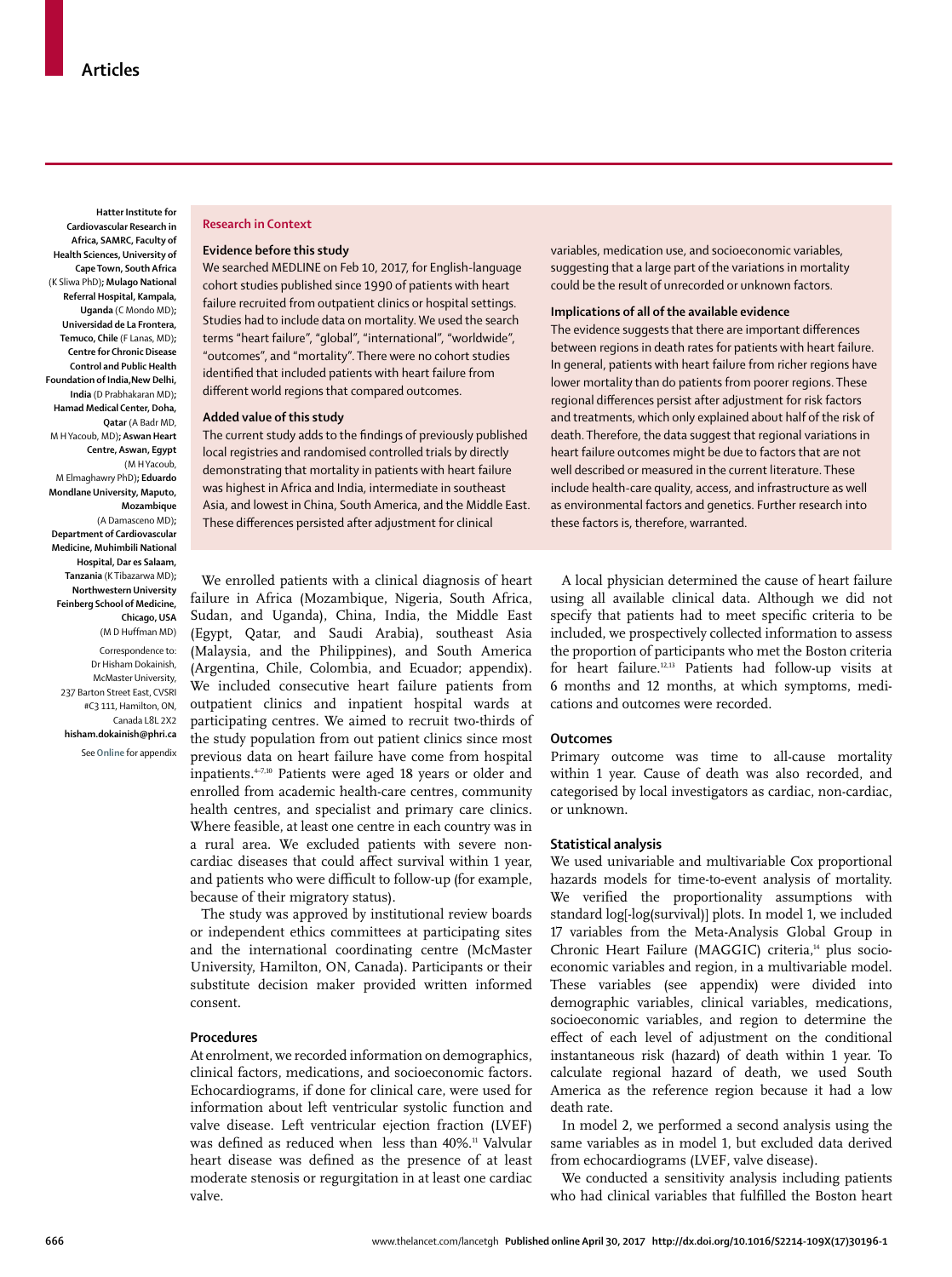Hatter Institute for Cardiovascular Research in Africa, SAMRC, Faculty of Health Sciences, University of Cape Town, South Africa (K Sliwa PhD); Mulago National Referral Hospital, Kampala, Uganda (C Mondo MD); Universidad de La Frontera, Temuco, Chile (F Lanas, MD); Centre for Chronic Disease Control and Public Health Foundation of India, New Delhi, India (D Prabhakaran MD); Hamad Medical Center, Doha, Qatar (A Badr MD, M H Yacoub, MD); Aswan Heart Centre, Aswan, Egypt (M H Yacoub, M Elmaghawry PhD); Eduardo Mondlane University, Maputo, Mozambique (A Damasceno MD); Department of Cardiovascular Medicine, Muhimbili National Hospital, Dar es Salaam, Tanzania (K Tibazarwa MD); Northwestern University Feinberg School of Medicine, Chicago, USA (M D Huffman MD)

Correspondence to: Dr Hisham Dokainish, McMaster University, 237 Barton Street East, CVSRI #C3 111, Hamilton, ON, Canada L8L 2X2 hisham.dokainish@phri.ca

See Online for appendix

## Research in Context

### Evidence before this study

We searched MEDLINE on Feb 10, 2017, for English-language cohort studies published since 1990 of patients with heart failure recruited from outpatient clinics or hospital settings. Studies had to include data on mortality. We used the search terms "heart failure", "global", "international", "worldwide", "outcomes", and "mortality". There were no cohort studies identified that included patients with heart failure from different world regions that compared outcomes.

### Added value of this study

The current study adds to the findings of previously published local registries and randomised controlled trials by directly demonstrating that mortality in patients with heart failure was highest in Africa and India, intermediate in southeast Asia, and lowest in China, South America, and the Middle East. These differences persisted after adjustment for clinical variables, medication use, and socioeconomic variables, suggesting that a large part of the variations in mortality could be the result of unrecorded or unknown factors.

### Implications of all of the available evidence

The evidence suggests that there are important differences between regions in death rates for patients with heart failure. In general, patients with heart failure from richer regions have lower mortality than do patients from poorer regions. These regional differences persist after adjustment for risk factors and treatments, which only explained about half of the risk of death. Therefore, the data suggest that regional variations in heart failure outcomes might be due to factors that are not well described or measured in the current literature. These include health-care quality, access, and infrastructure as well as environmental factors and genetics. Further research into these factors is, therefore, warranted.

We enrolled patients with a clinical diagnosis of heart failure in Africa (Mozambique, Nigeria, South Africa, Sudan, and Uganda), China, India, the Middle East (Egypt, Qatar, and Saudi Arabia), southeast Asia (Malaysia, and the Philippines), and South America (Argentina, Chile, Colombia, and Ecuador; appendix). We included consecutive heart failure patients from outpatient clinics and inpatient hospital wards at participating centres. We aimed to recruit two-thirds of the study population from out patient clinics since most previous data on heart failure have come from hospital inpatients.[4–7,10] Patients were aged 18 years or older and enrolled from academic health-care centres, community health centres, and specialist and primary care clinics. Where feasible, at least one centre in each country was in a rural area. We excluded patients with severe non-cardiac diseases that could affect survival within 1 year, and patients who were difficult to follow-up (for example, because of their migratory status).

The study was approved by institutional review boards or independent ethics committees at participating sites and the international coordinating centre (McMaster University, Hamilton, ON, Canada). Participants or their substitute decision maker provided written informed consent.

### Procedures

At enrolment, we recorded information on demographics, clinical factors, medications, and socioeconomic factors. Echocardiograms, if done for clinical care, were used for information about left ventricular systolic function and valve disease. Left ventricular ejection fraction (LVEF) was defined as reduced when less than 40%.[11] Valvular heart disease was defined as the presence of at least moderate stenosis or regurgitation in at least one cardiac valve.

A local physician determined the cause of heart failure using all available clinical data. Although we did not specify that patients had to meet specific criteria to be included, we prospectively collected information to assess the proportion of participants who met the Boston criteria for heart failure.[12,13] Patients had follow-up visits at 6 months and 12 months, at which symptoms, medications and outcomes were recorded.

### Outcomes

Primary outcome was time to all-cause mortality within 1 year. Cause of death was also recorded, and categorised by local investigators as cardiac, non-cardiac, or unknown.

### Statistical analysis

We used univariable and multivariable Cox proportional hazards models for time-to-event analysis of mortality. We verified the proportionality assumptions with standard log[-log(survival)] plots. In model 1, we included 17 variables from the Meta-Analysis Global Group in Chronic Heart Failure (MAGGIC) criteria,[14] plus socioeconomic variables and region, in a multivariable model. These variables (see appendix) were divided into demographic variables, clinical variables, medications, socioeconomic variables, and region to determine the effect of each level of adjustment on the conditional instantaneous risk (hazard) of death within 1 year. To calculate regional hazard of death, we used South America as the reference region because it had a low death rate.

In model 2, we performed a second analysis using the same variables as in model 1, but excluded data derived from echocardiograms (LVEF, valve disease).

We conducted a sensitivity analysis including patients who had clinical variables that fulfilled the Boston heart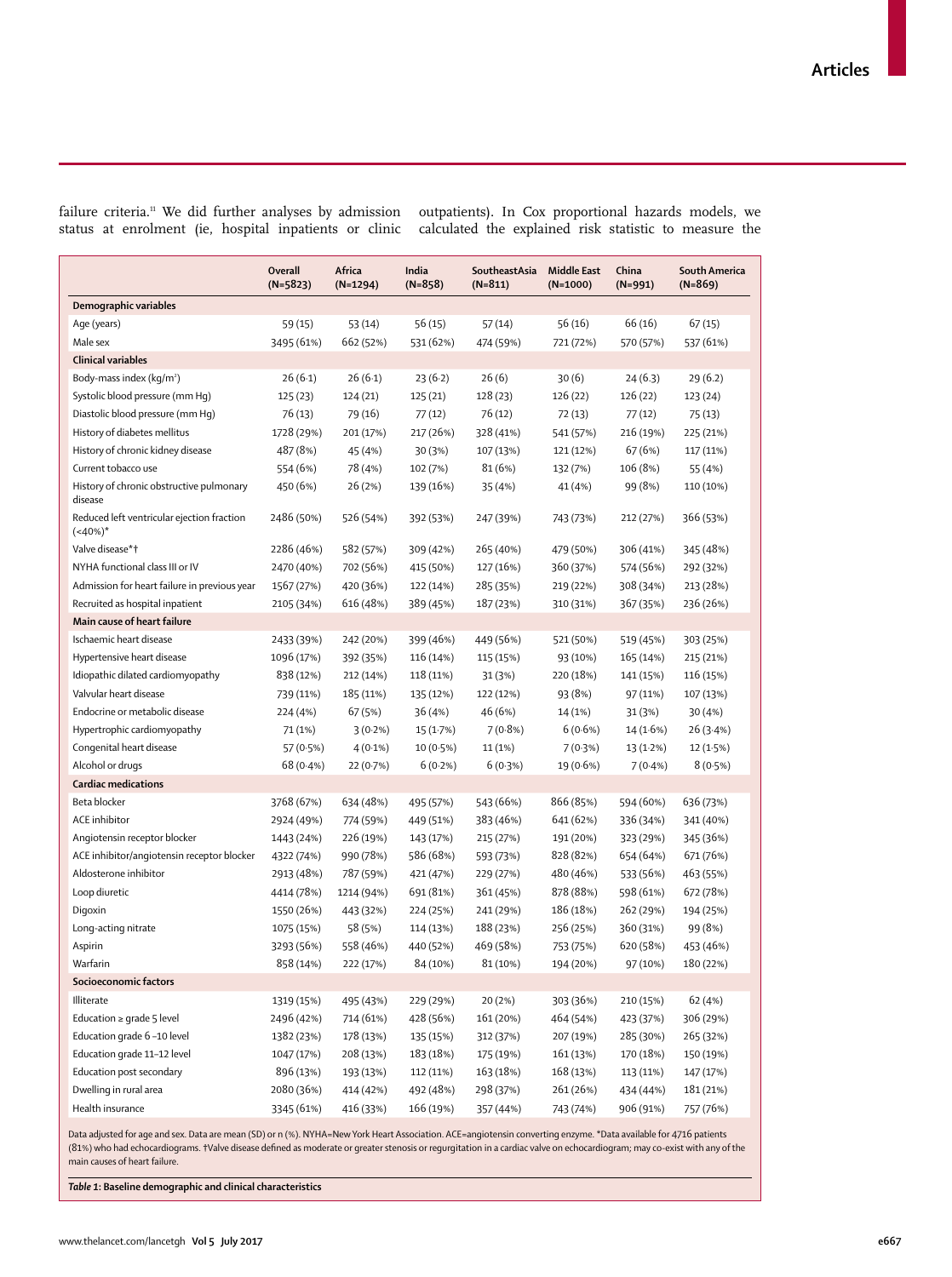failure criteria.[11] We did further analyses by admission status at enrolment (ie, hospital inpatients or clinic outpatients). In Cox proportional hazards models, we calculated the explained risk statistic to measure the

| | Overall (N=5823) | Africa (N=1294) | India (N=858) | SoutheastAsia (N=811) | Middle East (N=1000) | China (N=991) | South America (N=869) |
|---|---|---|---|---|---|---|---|
| **Demographic variables** | | | | | | | |
| Age (years) | 59 (15) | 53 (14) | 56 (15) | 57 (14) | 56 (16) | 66 (16) | 67 (15) |
| Male sex | 3495 (61%) | 662 (52%) | 531 (62%) | 474 (59%) | 721 (72%) | 570 (57%) | 537 (61%) |
| **Clinical variables** | | | | | | | |
| Body-mass index (kg/m²) | 26 (6·1) | 26 (6·1) | 23 (6·2) | 26 (6) | 30 (6) | 24 (6·3) | 29 (6·2) |
| Systolic blood pressure (mm Hg) | 125 (23) | 124 (21) | 125 (21) | 128 (23) | 126 (22) | 126 (22) | 123 (24) |
| Diastolic blood pressure (mm Hg) | 76 (13) | 79 (16) | 77 (12) | 76 (12) | 72 (13) | 77 (12) | 75 (13) |
| History of diabetes mellitus | 1728 (29%) | 201 (17%) | 217 (26%) | 328 (41%) | 541 (57%) | 216 (19%) | 225 (21%) |
| History of chronic kidney disease | 487 (8%) | 45 (4%) | 30 (3%) | 107 (13%) | 121 (12%) | 67 (6%) | 117 (11%) |
| Current tobacco use | 554 (6%) | 78 (4%) | 102 (7%) | 81 (6%) | 132 (7%) | 106 (8%) | 55 (4%) |
| History of chronic obstructive pulmonary disease | 450 (6%) | 26 (2%) | 139 (16%) | 35 (4%) | 41 (4%) | 99 (8%) | 110 (10%) |
| Reduced left ventricular ejection fraction (<40%)* | 2486 (50%) | 526 (54%) | 392 (53%) | 247 (39%) | 743 (73%) | 212 (27%) | 366 (53%) |
| Valve disease*† | 2286 (46%) | 582 (57%) | 309 (42%) | 265 (40%) | 479 (50%) | 306 (41%) | 345 (48%) |
| NYHA functional class III or IV | 2470 (40%) | 702 (56%) | 415 (50%) | 127 (16%) | 360 (37%) | 574 (56%) | 292 (32%) |
| Admission for heart failure in previous year | 1567 (27%) | 420 (36%) | 122 (14%) | 285 (35%) | 219 (22%) | 308 (34%) | 213 (28%) |
| Recruited as hospital inpatient | 2105 (34%) | 616 (48%) | 389 (45%) | 187 (23%) | 310 (31%) | 367 (35%) | 236 (26%) |
| **Main cause of heart failure** | | | | | | | |
| Ischaemic heart disease | 2433 (39%) | 242 (20%) | 399 (46%) | 449 (56%) | 521 (50%) | 519 (45%) | 303 (25%) |
| Hypertensive heart disease | 1096 (17%) | 392 (35%) | 116 (14%) | 115 (15%) | 93 (10%) | 165 (14%) | 215 (21%) |
| Idiopathic dilated cardiomyopathy | 838 (12%) | 212 (14%) | 118 (11%) | 31 (3%) | 220 (18%) | 141 (15%) | 116 (15%) |
| Valvular heart disease | 739 (11%) | 185 (11%) | 135 (12%) | 122 (12%) | 93 (8%) | 97 (11%) | 107 (13%) |
| Endocrine or metabolic disease | 224 (4%) | 67 (5%) | 36 (4%) | 46 (6%) | 14 (1%) | 31 (3%) | 30 (4%) |
| Hypertrophic cardiomyopathy | 71 (1%) | 3 (0·2%) | 15 (1·7%) | 7 (0·8%) | 6 (0·6%) | 14 (1·6%) | 26 (3·4%) |
| Congenital heart disease | 57 (0·5%) | 4 (0·1%) | 10 (0·5%) | 11 (1%) | 7 (0·3%) | 13 (1·2%) | 12 (1·5%) |
| Alcohol or drugs | 68 (0·4%) | 22 (0·7%) | 6 (0·2%) | 6 (0·3%) | 19 (0·6%) | 7 (0·4%) | 8 (0·5%) |
| **Cardiac medications** | | | | | | | |
| Beta blocker | 3768 (67%) | 634 (48%) | 495 (57%) | 543 (66%) | 866 (85%) | 594 (60%) | 636 (73%) |
| ACE inhibitor | 2924 (49%) | 774 (59%) | 449 (51%) | 383 (46%) | 641 (62%) | 336 (34%) | 341 (40%) |
| Angiotensin receptor blocker | 1443 (24%) | 226 (19%) | 143 (17%) | 215 (27%) | 191 (20%) | 323 (29%) | 345 (36%) |
| ACE inhibitor/angiotensin receptor blocker | 4322 (74%) | 990 (78%) | 586 (68%) | 593 (73%) | 828 (82%) | 654 (64%) | 671 (76%) |
| Aldosterone inhibitor | 2913 (48%) | 787 (59%) | 421 (47%) | 229 (27%) | 480 (46%) | 533 (56%) | 463 (55%) |
| Loop diuretic | 4414 (78%) | 1214 (94%) | 691 (81%) | 361 (45%) | 878 (88%) | 598 (61%) | 672 (78%) |
| Digoxin | 1550 (26%) | 443 (32%) | 224 (25%) | 241 (29%) | 186 (18%) | 262 (29%) | 194 (25%) |
| Long-acting nitrate | 1075 (15%) | 58 (5%) | 114 (13%) | 188 (23%) | 256 (25%) | 360 (31%) | 99 (8%) |
| Aspirin | 3293 (56%) | 558 (46%) | 440 (52%) | 469 (58%) | 753 (75%) | 620 (58%) | 453 (46%) |
| Warfarin | 858 (14%) | 222 (17%) | 84 (10%) | 81 (10%) | 194 (20%) | 97 (10%) | 180 (22%) |
| **Socioeconomic factors** | | | | | | | |
| Illiterate | 1319 (15%) | 495 (43%) | 229 (29%) | 20 (2%) | 303 (36%) | 210 (15%) | 62 (4%) |
| Education ≥ grade 5 level | 2496 (42%) | 714 (61%) | 428 (56%) | 161 (20%) | 464 (54%) | 423 (37%) | 306 (29%) |
| Education grade 6 –10 level | 1382 (23%) | 178 (13%) | 135 (15%) | 312 (37%) | 207 (19%) | 285 (30%) | 265 (32%) |
| Education grade 11–12 level | 1047 (17%) | 208 (13%) | 183 (18%) | 175 (19%) | 161 (13%) | 170 (18%) | 150 (19%) |
| Education post secondary | 896 (13%) | 193 (13%) | 112 (11%) | 163 (18%) | 168 (13%) | 113 (11%) | 147 (17%) |
| Dwelling in rural area | 2080 (36%) | 414 (42%) | 492 (48%) | 298 (37%) | 261 (26%) | 434 (44%) | 181 (21%) |
| Health insurance | 3345 (61%) | 416 (33%) | 166 (19%) | 357 (44%) | 743 (74%) | 906 (91%) | 757 (76%) |

Data adjusted for age and sex. Data are mean (SD) or n (%). NYHA=New York Heart Association. ACE=angiotensin converting enzyme. *Data available for 4716 patients (81%) who had echocardiograms. †Valve disease defined as moderate or greater stenosis or regurgitation in a cardiac valve on echocardiogram; may co-exist with any of the main causes of heart failure.

*Table 1:* **Baseline demographic and clinical characteristics**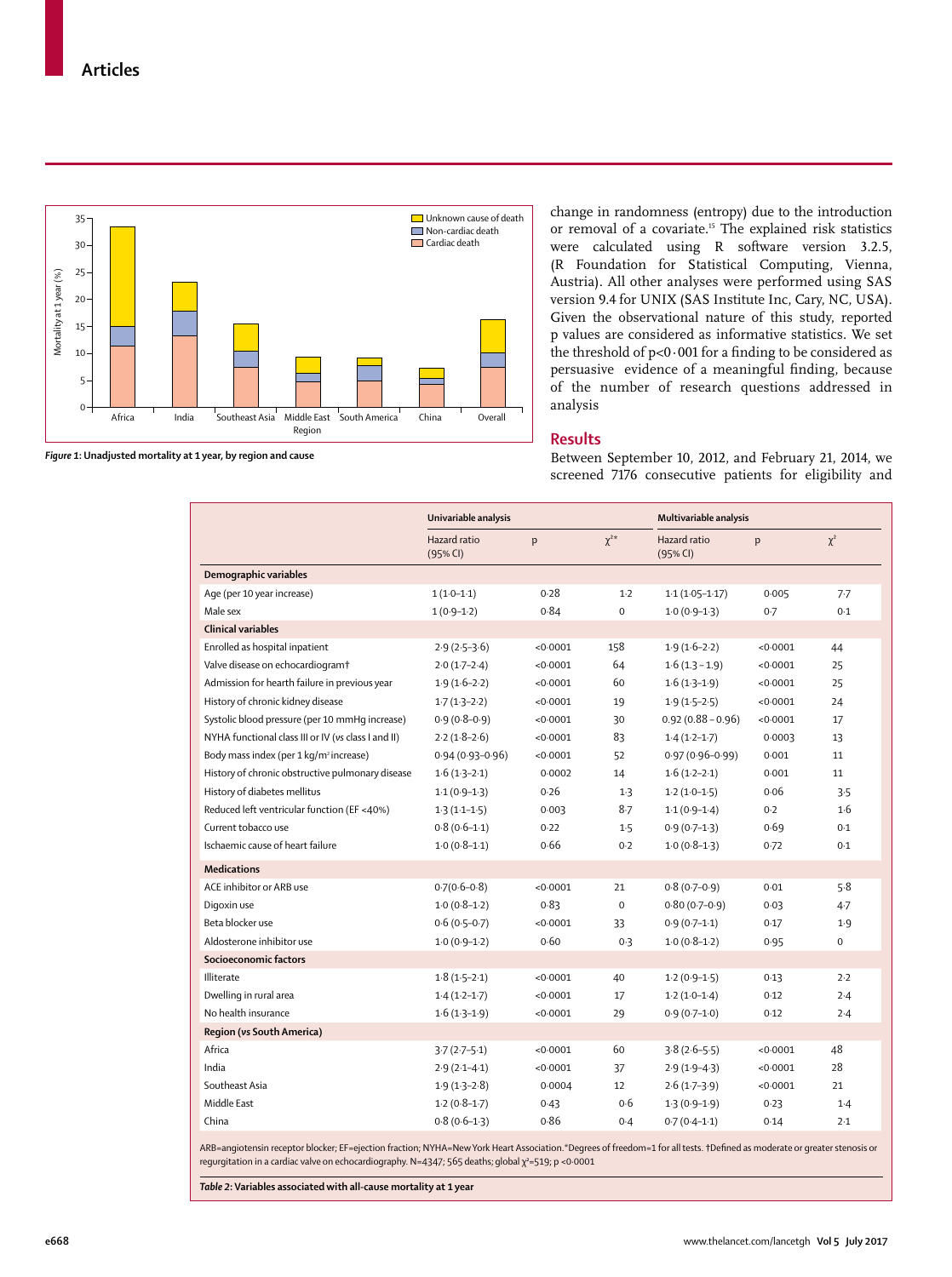Figure 1: Unadjusted mortality at 1 year, by region and cause

change in randomness (entropy) due to the introduction or removal of a covariate.[15] The explained risk statistics were calculated using R software version 3.2.5, (R Foundation for Statistical Computing, Vienna, Austria). All other analyses were performed using SAS version 9.4 for UNIX (SAS Institute Inc, Cary, NC, USA). Given the observational nature of this study, reported p values are considered as informative statistics. We set the threshold of $p<0.001$ for a finding to be considered as persuasive evidence of a meaningful finding, because of the number of research questions addressed in analysis

## Results

Between September 10, 2012, and February 21, 2014, we screened 7176 consecutive patients for eligibility and

| | Univariable analysis | | | Multivariable analysis | | |
|---|---|---|---|---|---|---|
| | Hazard ratio (95% CI) | p | $\chi^2$* | Hazard ratio (95% CI) | p | $\chi^2$ |
| **Demographic variables** | | | | | | |
| Age (per 10 year increase) | 1 (1·0–1·1) | 0·28 | 1·2 | 1·1 (1·05–1·17) | 0·005 | 7·7 |
| Male sex | 1 (0·9–1·2) | 0·84 | 0 | 1·0 (0·9–1·3) | 0·7 | 0·1 |
| **Clinical variables** | | | | | | |
| Enrolled as hospital inpatient | 2·9 (2·5–3·6) | <0·0001 | 158 | 1·9 (1·6–2·2) | <0·0001 | 44 |
| Valve disease on echocardiogram† | 2·0 (1·7–2·4) | <0·0001 | 64 | 1·6 (1·3 – 1·9) | <0·0001 | 25 |
| Admission for hearth failure in previous year | 1·9 (1·6–2·2) | <0·0001 | 60 | 1·6 (1·3–1·9) | <0·0001 | 25 |
| History of chronic kidney disease | 1·7 (1·3–2·2) | <0·0001 | 19 | 1·9 (1·5–2·5) | <0·0001 | 24 |
| Systolic blood pressure (per 10 mmHg increase) | 0·9 (0·8–0·9) | <0·0001 | 30 | 0.92 (0.88 – 0.96) | <0·0001 | 17 |
| NYHA functional class III or IV (vs class I and II) | 2·2 (1·8–2·6) | <0·0001 | 83 | 1·4 (1·2–1·7) | 0·0003 | 13 |
| Body mass index (per 1 kg/m² increase) | 0·94 (0·93–0·96) | <0·0001 | 52 | 0·97 (0·96–0·99) | 0·001 | 11 |
| History of chronic obstructive pulmonary disease | 1·6 (1·3–2·1) | 0·0002 | 14 | 1·6 (1·2–2·1) | 0·001 | 11 |
| History of diabetes mellitus | 1·1 (0·9–1·3) | 0·26 | 1·3 | 1·2 (1·0–1·5) | 0·06 | 3·5 |
| Reduced left ventricular function (EF <40%) | 1·3 (1·1–1·5) | 0·003 | 8·7 | 1·1 (0·9–1·4) | 0·2 | 1·6 |
| Current tobacco use | 0·8 (0·6–1·1) | 0·22 | 1·5 | 0·9 (0·7–1·3) | 0·69 | 0·1 |
| Ischaemic cause of heart failure | 1·0 (0·8–1·1) | 0·66 | 0·2 | 1·0 (0·8–1·3) | 0·72 | 0·1 |
| **Medications** | | | | | | |
| ACE inhibitor or ARB use | 0·7(0·6–0·8) | <0·0001 | 21 | 0·8 (0·7–0·9) | 0·01 | 5·8 |
| Digoxin use | 1·0 (0·8–1·2) | 0·83 | 0 | 0·80 (0·7–0·9) | 0·03 | 4·7 |
| Beta blocker use | 0·6 (0·5–0·7) | <0·0001 | 33 | 0·9 (0·7–1·1) | 0·17 | 1·9 |
| Aldosterone inhibitor use | 1·0 (0·9–1·2) | 0·60 | 0·3 | 1·0 (0·8–1·2) | 0·95 | 0 |
| **Socioeconomic factors** | | | | | | |
| Illiterate | 1·8 (1·5–2·1) | <0·0001 | 40 | 1·2 (0·9–1·5) | 0·13 | 2·2 |
| Dwelling in rural area | 1·4 (1·2–1·7) | <0·0001 | 17 | 1·2 (1·0–1·4) | 0·12 | 2·4 |
| No health insurance | 1·6 (1·3–1·9) | <0·0001 | 29 | 0·9 (0·7–1·0) | 0·12 | 2·4 |
| **Region (vs South America)** | | | | | | |
| Africa | 3·7 (2·7–5·1) | <0·0001 | 60 | 3·8 (2·6–5·5) | <0·0001 | 48 |
| India | 2·9 (2·1–4·1) | <0·0001 | 37 | 2·9 (1·9–4·3) | <0·0001 | 28 |
| Southeast Asia | 1·9 (1·3–2·8) | 0·0004 | 12 | 2·6 (1·7–3·9) | <0·0001 | 21 |
| Middle East | 1·2 (0·8–1·7) | 0·43 | 0·6 | 1·3 (0·9–1·9) | 0·23 | 1·4 |
| China | 0·8 (0·6–1·3) | 0·86 | 0·4 | 0·7 (0·4–1·1) | 0·14 | 2·1 |

ARB=angiotensin receptor blocker; EF=ejection fraction; NYHA=New York Heart Association. *Degrees of freedom=1 for all tests. †Defined as moderate or greater stenosis or regurgitation in a cardiac valve on echocardiography. N=4347; 565 deaths; global $\chi^2$=519; p <0·0001

Table 2: Variables associated with all-cause mortality at 1 year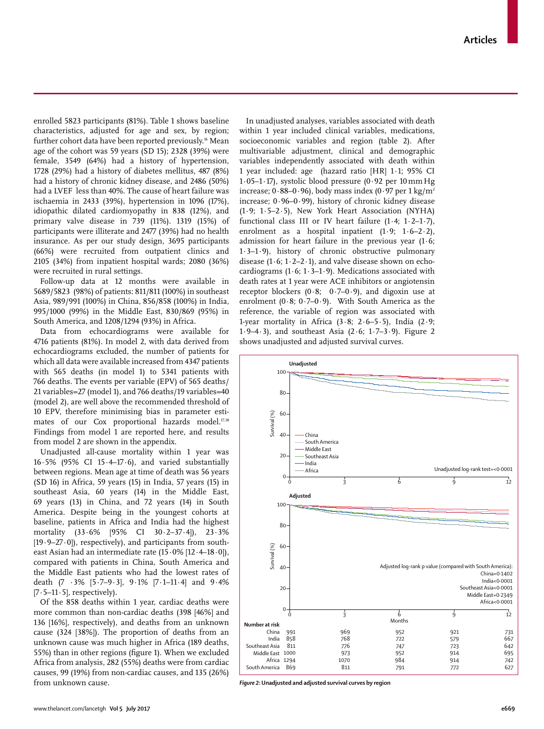enrolled 5823 participants (81%). Table 1 shows baseline characteristics, adjusted for age and sex, by region; further cohort data have been reported previously.[16] Mean age of the cohort was 59 years (SD 15); 2328 (39%) were female, 3549 (64%) had a history of hypertension, 1728 (29%) had a history of diabetes mellitus, 487 (8%) had a history of chronic kidney disease, and 2486 (50%) had a LVEF less than 40%. The cause of heart failure was ischaemia in 2433 (39%), hypertension in 1096 (17%), idiopathic dilated cardiomyopathy in 838 (12%), and primary valve disease in 739 (11%). 1319 (15%) of participants were illiterate and 2477 (39%) had no health insurance. As per our study design, 3695 participants (66%) were recruited from outpatient clinics and 2105 (34%) from inpatient hospital wards; 2080 (36%) were recruited in rural settings.

Follow-up data at 12 months were available in 5689/5823 (98%) of patients: 811/811 (100%) in southeast Asia, 989/991 (100%) in China, 856/858 (100%) in India, 995/1000 (99%) in the Middle East, 830/869 (95%) in South America, and 1208/1294 (93%) in Africa.

Data from echocardiograms were available for 4716 patients (81%). In model 2, with data derived from echocardiograms excluded, the number of patients for which all data were available increased from 4347 patients with 565 deaths (in model 1) to 5341 patients with 766 deaths. The events per variable (EPV) of 565 deaths/21 variables=27 (model 1), and 766 deaths/19 variables=40 (model 2), are well above the recommended threshold of 10 EPV, therefore minimising bias in parameter estimates of our Cox proportional hazards model.[17,18] Findings from model 1 are reported here, and results from model 2 are shown in the appendix.

Unadjusted all-cause mortality within 1 year was 16·5% (95% CI 15·4–17·6), and varied substantially between regions. Mean age at time of death was 56 years (SD 16) in Africa, 59 years (15) in India, 57 years (15) in southeast Asia, 60 years (14) in the Middle East, 69 years (13) in China, and 72 years (14) in South America. Despite being in the youngest cohorts at baseline, patients in Africa and India had the highest mortality (33·6% [95% CI 30·2–37·4]), 23·3% [19·9–27·0]), respectively), and participants from southeast Asian had an intermediate rate (15·0% [12·4–18·0]), compared with patients in China, South America and the Middle East patients who had the lowest rates of death (7 ·3% [5·7–9·3], 9·1% [7·1–11·4] and 9·4% [7·5–11·5], respectively).

Of the 858 deaths within 1 year, cardiac deaths were more common than non-cardiac deaths (398 [46%] and 136 [16%], respectively), and deaths from an unknown cause (324 [38%]). The proportion of deaths from an unknown cause was much higher in Africa (189 deaths, 55%) than in other regions (figure 1). When we excluded Africa from analysis, 282 (55%) deaths were from cardiac causes, 99 (19%) from non-cardiac causes, and 135 (26%) from unknown cause.

In unadjusted analyses, variables associated with death within 1 year included clinical variables, medications, socioeconomic variables and region (table 2). After multivariable adjustment, clinical and demographic variables independently associated with death within 1 year included: age (hazard ratio [HR] 1·1; 95% CI 1·05–1·17), systolic blood pressure (0·92 per 10 mm Hg increase; 0·88–0·96), body mass index (0·97 per 1 kg/$m^2$ increase; 0·96–0·99), history of chronic kidney disease (1·9; 1·5–2·5), New York Heart Association (NYHA) functional class III or IV heart failure (1·4; 1·2–1·7), enrolment as a hospital inpatient (1·9; 1·6–2·2), admission for heart failure in the previous year (1·6; 1·3–1·9), history of chronic obstructive pulmonary disease (1·6; 1·2–2·1), and valve disease shown on echocardiograms (1·6; 1·3–1·9). Medications associated with death rates at 1 year were ACE inhibitors or angiotensin receptor blockers (0·8; 0·7–0·9), and digoxin use at enrolment (0·8; 0·7–0·9). With South America as the reference, the variable of region was associated with 1-year mortality in Africa (3·8; 2·6–5·5), India (2·9; 1·9–4·3), and southeast Asia (2·6; 1·7–3·9). Figure 2 shows unadjusted and adjusted survival curves.

**Unadjusted** — Unadjusted log-rank test=<0·0001

**Adjusted** — Adjusted log-rank p value (compared with South America): China=0·1402; India<0·0001; Southeast Asia<0·0001; Middle East=0·2349; Africa<0·0001

| Number at risk (Months) | 0 | 3 | 6 | 9 | 12 |
|---|---|---|---|---|---|
| China | 991 | 969 | 952 | 921 | 731 |
| India | 858 | 768 | 722 | 579 | 667 |
| Southeast Asia | 811 | 776 | 747 | 723 | 642 |
| Middle East | 1000 | 973 | 952 | 914 | 695 |
| Africa | 1294 | 1070 | 984 | 914 | 742 |
| South America | 869 | 811 | 791 | 772 | 627 |

*Figure 2:* **Unadjusted and adjusted survival curves by region**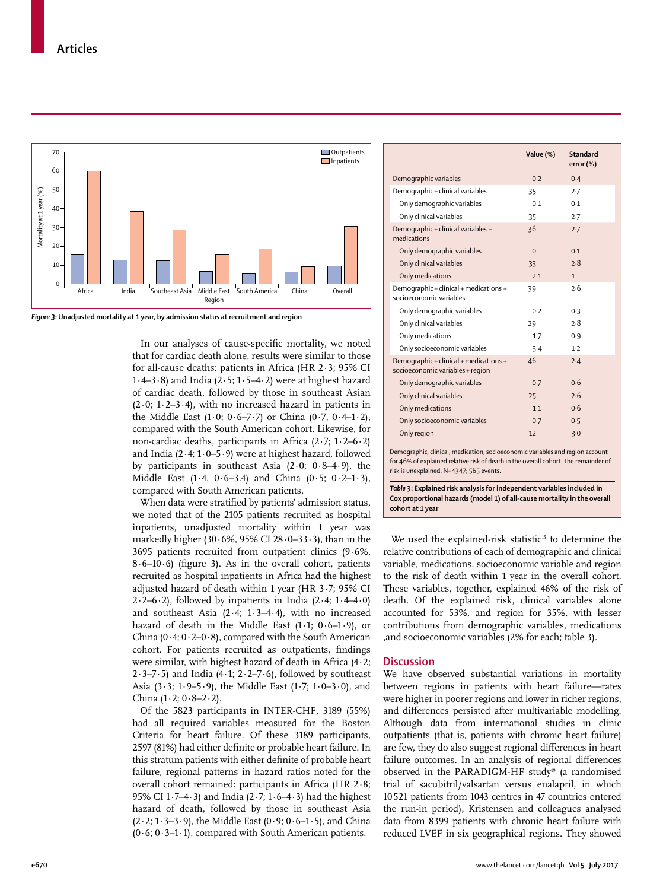Figure 3: Unadjusted mortality at 1 year, by admission status at recruitment and region

In our analyses of cause-specific mortality, we noted that for cardiac death alone, results were similar to those for all-cause deaths: patients in Africa (HR 2·3; 95% CI 1·4–3·8) and India (2·5; 1·5–4·2) were at highest hazard of cardiac death, followed by those in southeast Asian (2·0; 1·2–3·4), with no increased hazard in patients in the Middle East (1·0; 0·6–7·7) or China (0·7, 0·4–1·2), compared with the South American cohort. Likewise, for non-cardiac deaths, participants in Africa (2·7; 1·2–6·2) and India (2·4; 1·0–5·9) were at highest hazard, followed by participants in southeast Asia (2·0; 0·8–4·9), the Middle East (1·4, 0·6–3.4) and China (0·5; 0·2–1·3), compared with South American patients.

When data were stratified by patients' admission status, we noted that of the 2105 patients recruited as hospital inpatients, unadjusted mortality within 1 year was markedly higher (30·6%, 95% CI 28·0–33·3), than in the 3695 patients recruited from outpatient clinics (9·6%, 8·6–10·6) (figure 3). As in the overall cohort, patients recruited as hospital inpatients in Africa had the highest adjusted hazard of death within 1 year (HR 3·7; 95% CI 2·2–6·2), followed by inpatients in India (2·4; 1·4–4·0) and southeast Asia (2·4; 1·3–4·4), with no increased hazard of death in the Middle East (1·1; 0·6–1·9), or China (0·4; 0·2–0·8), compared with the South American cohort. For patients recruited as outpatients, findings were similar, with highest hazard of death in Africa (4·2; 2·3–7·5) and India (4·1; 2·2–7·6), followed by southeast Asia (3·3; 1·9–5·9), the Middle East (1·7; 1·0–3·0), and China (1·2; 0·8–2·2).

Of the 5823 participants in INTER-CHF, 3189 (55%) had all required variables measured for the Boston Criteria for heart failure. Of these 3189 participants, 2597 (81%) had either definite or probable heart failure. In this stratum patients with either definite of probable heart failure, regional patterns in hazard ratios noted for the overall cohort remained: participants in Africa (HR 2·8; 95% CI 1·7–4·3) and India (2·7; 1·6–4·3) had the highest hazard of death, followed by those in southeast Asia (2·2; 1·3–3·9), the Middle East (0·9; 0·6–1·5), and China (0·6; 0·3–1·1), compared with South American patients.

| | Value (%) | Standard error (%) |
|---|---|---|
| Demographic variables | 0·2 | 0·4 |
| Demographic + clinical variables | 35 | 2·7 |
| Only demographic variables | 0·1 | 0·1 |
| Only clinical variables | 35 | 2·7 |
| Demographic + clinical variables + medications | 36 | 2·7 |
| Only demographic variables | 0 | 0·1 |
| Only clinical variables | 33 | 2·8 |
| Only medications | 2·1 | 1 |
| Demographic + clinical + medications + socioeconomic variables | 39 | 2·6 |
| Only demographic variables | 0·2 | 0·3 |
| Only clinical variables | 29 | 2·8 |
| Only medications | 1·7 | 0·9 |
| Only socioeconomic variables | 3·4 | 1·2 |
| Demographic + clinical + medications + socioeconomic variables + region | 46 | 2·4 |
| Only demographic variables | 0·7 | 0·6 |
| Only clinical variables | 25 | 2·6 |
| Only medications | 1·1 | 0·6 |
| Only socioeconomic variables | 0·7 | 0·5 |
| Only region | 12 | 3·0 |

Demographic, clinical, medication, socioeconomic variables and region account for 46% of explained relative risk of death in the overall cohort. The remainder of risk is unexplained. N=4347; 565 events.

**Table 3: Explained risk analysis for independent variables included in Cox proportional hazards (model 1) of all-cause mortality in the overall cohort at 1 year**

We used the explained-risk statistic[15] to determine the relative contributions of each of demographic and clinical variable, medications, socioeconomic variable and region to the risk of death within 1 year in the overall cohort. These variables, together, explained 46% of the risk of death. Of the explained risk, clinical variables alone accounted for 53%, and region for 35%, with lesser contributions from demographic variables, medications ,and socioeconomic variables (2% for each; table 3).

## Discussion

We have observed substantial variations in mortality between regions in patients with heart failure—rates were higher in poorer regions and lower in richer regions, and differences persisted after multivariable modelling. Although data from international studies in clinic outpatients (that is, patients with chronic heart failure) are few, they do also suggest regional differences in heart failure outcomes. In an analysis of regional differences observed in the PARADIGM-HF study[19] (a randomised trial of sacubitril/valsartan versus enalapril, in which 10 521 patients from 1043 centres in 47 countries entered the run-in period), Kristensen and colleagues analysed data from 8399 patients with chronic heart failure with reduced LVEF in six geographical regions. They showed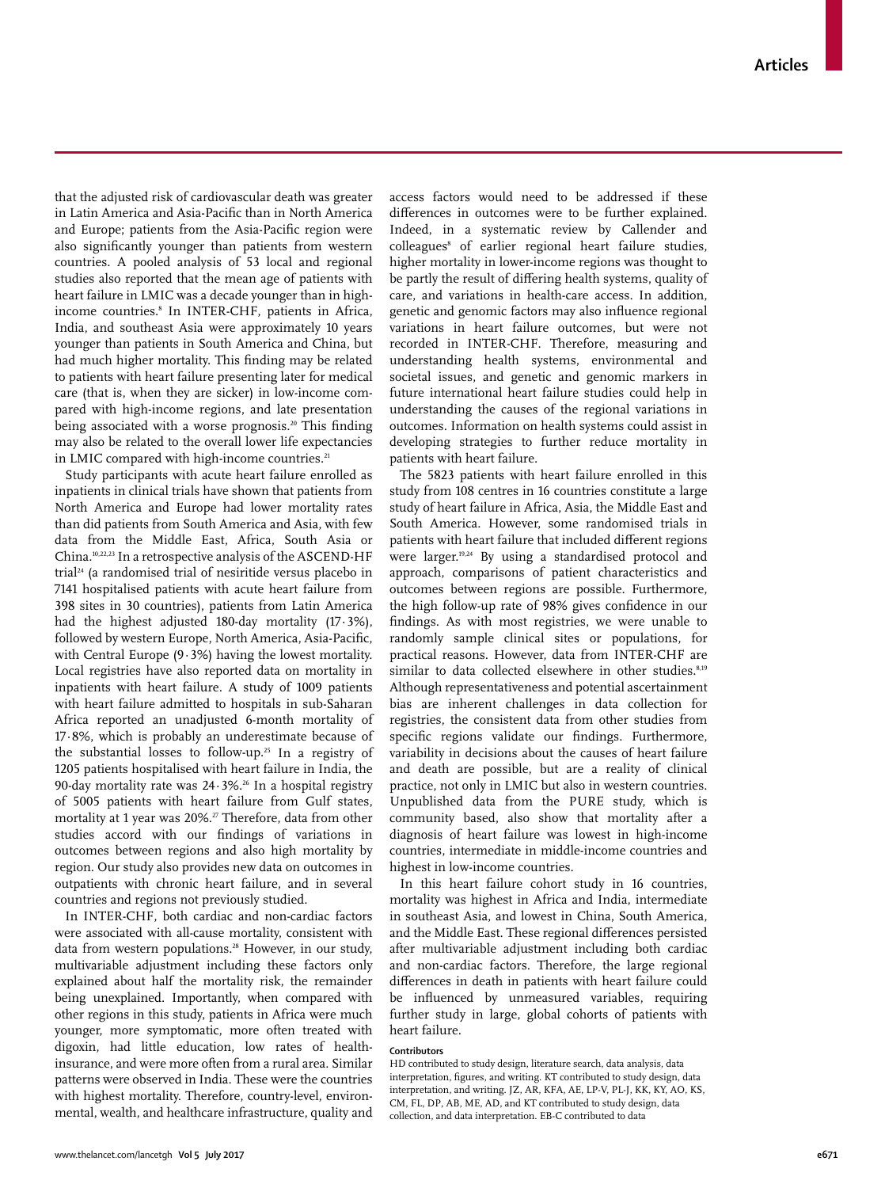that the adjusted risk of cardiovascular death was greater in Latin America and Asia-Pacific than in North America and Europe; patients from the Asia-Pacific region were also significantly younger than patients from western countries. A pooled analysis of 53 local and regional studies also reported that the mean age of patients with heart failure in LMIC was a decade younger than in high-income countries.[8] In INTER-CHF, patients in Africa, India, and southeast Asia were approximately 10 years younger than patients in South America and China, but had much higher mortality. This finding may be related to patients with heart failure presenting later for medical care (that is, when they are sicker) in low-income compared with high-income regions, and late presentation being associated with a worse prognosis.[20] This finding may also be related to the overall lower life expectancies in LMIC compared with high-income countries.[21]

Study participants with acute heart failure enrolled as inpatients in clinical trials have shown that patients from North America and Europe had lower mortality rates than did patients from South America and Asia, with few data from the Middle East, Africa, South Asia or China.[10,22,23] In a retrospective analysis of the ASCEND-HF trial[24] (a randomised trial of nesiritide versus placebo in 7141 hospitalised patients with acute heart failure from 398 sites in 30 countries), patients from Latin America had the highest adjusted 180-day mortality (17·3%), followed by western Europe, North America, Asia-Pacific, with Central Europe (9·3%) having the lowest mortality. Local registries have also reported data on mortality in inpatients with heart failure. A study of 1009 patients with heart failure admitted to hospitals in sub-Saharan Africa reported an unadjusted 6-month mortality of 17·8%, which is probably an underestimate because of the substantial losses to follow-up.[25] In a registry of 1205 patients hospitalised with heart failure in India, the 90-day mortality rate was 24·3%.[26] In a hospital registry of 5005 patients with heart failure from Gulf states, mortality at 1 year was 20%.[27] Therefore, data from other studies accord with our findings of variations in outcomes between regions and also high mortality by region. Our study also provides new data on outcomes in outpatients with chronic heart failure, and in several countries and regions not previously studied.

In INTER-CHF, both cardiac and non-cardiac factors were associated with all-cause mortality, consistent with data from western populations.[28] However, in our study, multivariable adjustment including these factors only explained about half the mortality risk, the remainder being unexplained. Importantly, when compared with other regions in this study, patients in Africa were much younger, more symptomatic, more often treated with digoxin, had little education, low rates of health-insurance, and were more often from a rural area. Similar patterns were observed in India. These were the countries with highest mortality. Therefore, country-level, environmental, wealth, and healthcare infrastructure, quality and access factors would need to be addressed if these differences in outcomes were to be further explained. Indeed, in a systematic review by Callender and colleagues[8] of earlier regional heart failure studies, higher mortality in lower-income regions was thought to be partly the result of differing health systems, quality of care, and variations in health-care access. In addition, genetic and genomic factors may also influence regional variations in heart failure outcomes, but were not recorded in INTER-CHF. Therefore, measuring and understanding health systems, environmental and societal issues, and genetic and genomic markers in future international heart failure studies could help in understanding the causes of the regional variations in outcomes. Information on health systems could assist in developing strategies to further reduce mortality in patients with heart failure.

The 5823 patients with heart failure enrolled in this study from 108 centres in 16 countries constitute a large study of heart failure in Africa, Asia, the Middle East and South America. However, some randomised trials in patients with heart failure that included different regions were larger.[19,24] By using a standardised protocol and approach, comparisons of patient characteristics and outcomes between regions are possible. Furthermore, the high follow-up rate of 98% gives confidence in our findings. As with most registries, we were unable to randomly sample clinical sites or populations, for practical reasons. However, data from INTER-CHF are similar to data collected elsewhere in other studies.[8,19] Although representativeness and potential ascertainment bias are inherent challenges in data collection for registries, the consistent data from other studies from specific regions validate our findings. Furthermore, variability in decisions about the causes of heart failure and death are possible, but are a reality of clinical practice, not only in LMIC but also in western countries. Unpublished data from the PURE study, which is community based, also show that mortality after a diagnosis of heart failure was lowest in high-income countries, intermediate in middle-income countries and highest in low-income countries.

In this heart failure cohort study in 16 countries, mortality was highest in Africa and India, intermediate in southeast Asia, and lowest in China, South America, and the Middle East. These regional differences persisted after multivariable adjustment including both cardiac and non-cardiac factors. Therefore, the large regional differences in death in patients with heart failure could be influenced by unmeasured variables, requiring further study in large, global cohorts of patients with heart failure.

#### Contributors

HD contributed to study design, literature search, data analysis, data interpretation, figures, and writing. KT contributed to study design, data interpretation, and writing. JZ, AR, KFA, AE, LP-V, PL-J, KK, KY, AO, KS, CM, FL, DP, AB, ME, AD, and KT contributed to study design, data collection, and data interpretation. EB-C contributed to data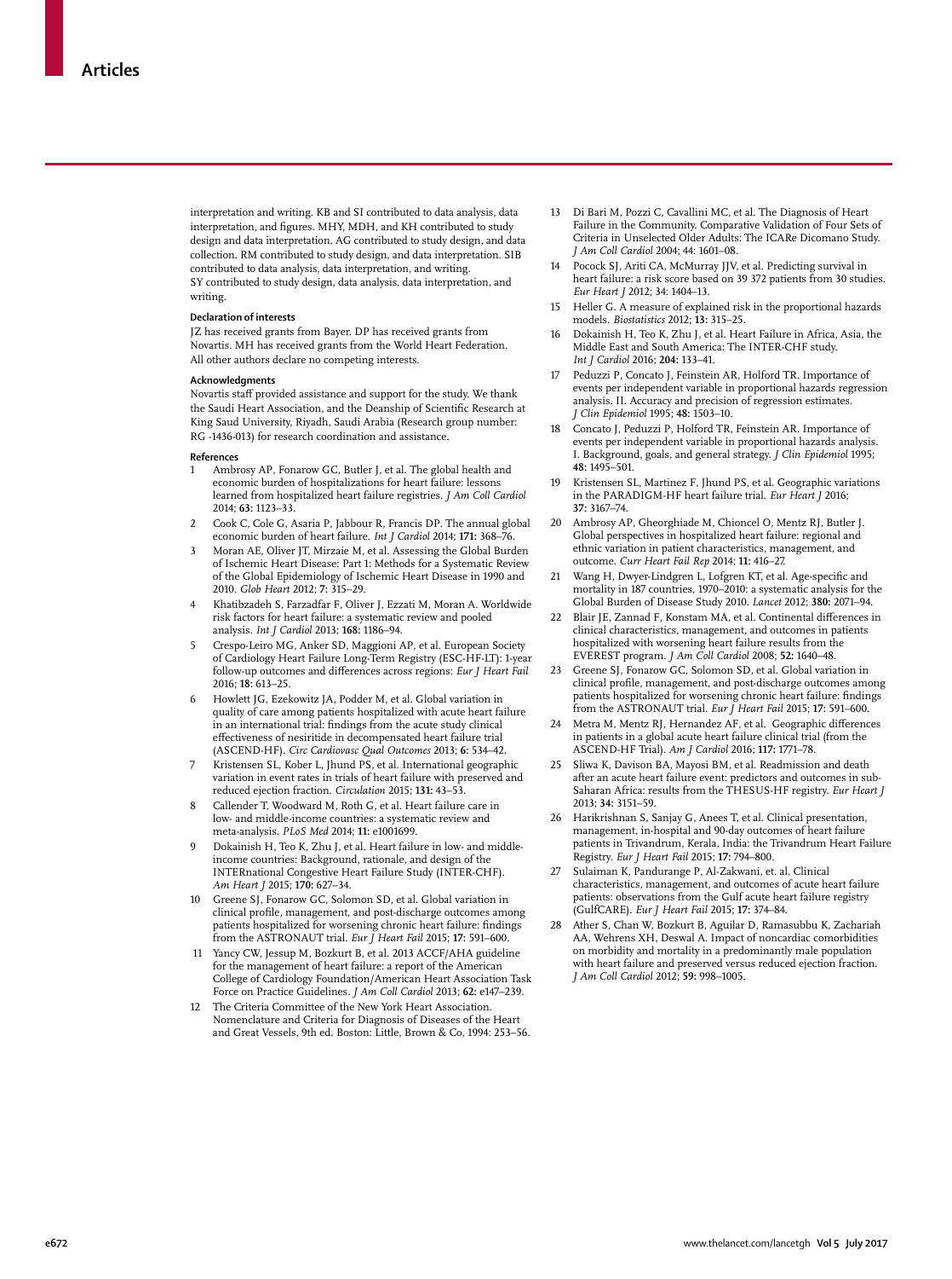interpretation and writing. KB and SI contributed to data analysis, data interpretation, and figures. MHY, MDH, and KH contributed to study design and data interpretation. AG contributed to study design, and data collection. RM contributed to study design, and data interpretation. SIB contributed to data analysis, data interpretation, and writing. SY contributed to study design, data analysis, data interpretation, and writing.

#### Declaration of interests

JZ has received grants from Bayer. DP has received grants from Novartis. MH has received grants from the World Heart Federation. All other authors declare no competing interests.

#### Acknowledgments

Novartis staff provided assistance and support for the study. We thank the Saudi Heart Association, and the Deanship of Scientific Research at King Saud University, Riyadh, Saudi Arabia (Research group number: RG -1436-013) for research coordination and assistance.

#### References

1. Ambrosy AP, Fonarow GC, Butler J, et al. The global health and economic burden of hospitalizations for heart failure: lessons learned from hospitalized heart failure registries. *J Am Coll Cardiol* 2014; **63:** 1123–33.
2. Cook C, Cole G, Asaria P, Jabbour R, Francis DP. The annual global economic burden of heart failure. *Int J Cardiol* 2014; **171:** 368–76.
3. Moran AE, Oliver JT, Mirzaie M, et al. Assessing the Global Burden of Ischemic Heart Disease: Part 1: Methods for a Systematic Review of the Global Epidemiology of Ischemic Heart Disease in 1990 and 2010. *Glob Heart* 2012; **7:** 315–29.
4. Khatibzadeh S, Farzadfar F, Oliver J, Ezzati M, Moran A. Worldwide risk factors for heart failure: a systematic review and pooled analysis. *Int J Cardiol* 2013; **168:** 1186–94.
5. Crespo-Leiro MG, Anker SD, Maggioni AP, et al. European Society of Cardiology Heart Failure Long-Term Registry (ESC-HF-LT): 1-year follow-up outcomes and differences across regions: *Eur J Heart Fail* 2016; **18:** 613–25.
6. Howlett JG, Ezekowitz JA, Podder M, et al. Global variation in quality of care among patients hospitalized with acute heart failure in an international trial: findings from the acute study clinical effectiveness of nesiritide in decompensated heart failure trial (ASCEND-HF). *Circ Cardiovasc Qual Outcomes* 2013; **6:** 534–42.
7. Kristensen SL, Kober L, Jhund PS, et al. International geographic variation in event rates in trials of heart failure with preserved and reduced ejection fraction. *Circulation* 2015; **131:** 43–53.
8. Callender T, Woodward M, Roth G, et al. Heart failure care in low- and middle-income countries: a systematic review and meta-analysis. *PLoS Med* 2014; **11:** e1001699.
9. Dokainish H, Teo K, Zhu J, et al. Heart failure in low- and middle-income countries: Background, rationale, and design of the INTERnational Congestive Heart Failure Study (INTER-CHF). *Am Heart J* 2015; **170:** 627–34.
10. Greene SJ, Fonarow GC, Solomon SD, et al. Global variation in clinical profile, management, and post-discharge outcomes among patients hospitalized for worsening chronic heart failure: findings from the ASTRONAUT trial. *Eur J Heart Fail* 2015; **17:** 591–600.
11. Yancy CW, Jessup M, Bozkurt B, et al. 2013 ACCF/AHA guideline for the management of heart failure: a report of the American College of Cardiology Foundation/American Heart Association Task Force on Practice Guidelines. *J Am Coll Cardiol* 2013; **62:** e147–239.
12. The Criteria Committee of the New York Heart Association. Nomenclature and Criteria for Diagnosis of Diseases of the Heart and Great Vessels, 9th ed. Boston: Little, Brown & Co, 1994: 253–56.
13. Di Bari M, Pozzi C, Cavallini MC, et al. The Diagnosis of Heart Failure in the Community. Comparative Validation of Four Sets of Criteria in Unselected Older Adults: The ICARe Dicomano Study. *J Am Coll Cardiol* 2004; 44: 1601–08.
14. Pocock SJ, Ariti CA, McMurray JJV, et al. Predicting survival in heart failure: a risk score based on 39 372 patients from 30 studies. *Eur Heart J* 2012; 34: 1404–13.
15. Heller G. A measure of explained risk in the proportional hazards models. *Biostatistics* 2012; **13:** 315–25.
16. Dokainish H, Teo K, Zhu J, et al. Heart Failure in Africa, Asia, the Middle East and South America: The INTER-CHF study. *Int J Cardiol* 2016; **204:** 133–41.
17. Peduzzi P, Concato J, Feinstein AR, Holford TR. Importance of events per independent variable in proportional hazards regression analysis. II. Accuracy and precision of regression estimates. *J Clin Epidemiol* 1995; **48:** 1503–10.
18. Concato J, Peduzzi P, Holford TR, Feinstein AR. Importance of events per independent variable in proportional hazards analysis. I. Background, goals, and general strategy. *J Clin Epidemiol* 1995; **48:** 1495–501.
19. Kristensen SL, Martinez F, Jhund PS, et al. Geographic variations in the PARADIGM-HF heart failure trial. *Eur Heart J* 2016; **37:** 3167–74.
20. Ambrosy AP, Gheorghiade M, Chioncel O, Mentz RJ, Butler J. Global perspectives in hospitalized heart failure: regional and ethnic variation in patient characteristics, management, and outcome. *Curr Heart Fail Rep* 2014; **11:** 416–27.
21. Wang H, Dwyer-Lindgren L, Lofgren KT, et al. Age-specific and mortality in 187 countries, 1970–2010: a systematic analysis for the Global Burden of Disease Study 2010. *Lancet* 2012; **380:** 2071–94.
22. Blair JE, Zannad F, Konstam MA, et al. Continental differences in clinical characteristics, management, and outcomes in patients hospitalized with worsening heart failure results from the EVEREST program. *J Am Coll Cardiol* 2008; **52:** 1640–48.
23. Greene SJ, Fonarow GC, Solomon SD, et al. Global variation in clinical profile, management, and post-discharge outcomes among patients hospitalized for worsening chronic heart failure: findings from the ASTRONAUT trial. *Eur J Heart Fail* 2015; **17:** 591–600.
24. Metra M, Mentz RJ, Hernandez AF, et al. Geographic differences in patients in a global acute heart failure clinical trial (from the ASCEND-HF Trial). *Am J Cardiol* 2016; **117:** 1771–78.
25. Sliwa K, Davison BA, Mayosi BM, et al. Readmission and death after an acute heart failure event: predictors and outcomes in sub-Saharan Africa: results from the THESUS-HF registry. *Eur Heart J* 2013; **34:** 3151–59.
26. Harikrishnan S, Sanjay G, Anees T, et al. Clinical presentation, management, in-hospital and 90-day outcomes of heart failure patients in Trivandrum, Kerala, India: the Trivandrum Heart Failure Registry. *Eur J Heart Fail* 2015; **17:** 794–800.
27. Sulaiman K, Pandurange P, Al-Zakwani, et. al. Clinical characteristics, management, and outcomes of acute heart failure patients: observations from the Gulf acute heart failure registry (GulfCARE). *Eur J Heart Fail* 2015; **17:** 374–84.
28. Ather S, Chan W, Bozkurt B, Aguilar D, Ramasubbu K, Zachariah AA, Wehrens XH, Deswal A. Impact of noncardiac comorbidities on morbidity and mortality in a predominantly male population with heart failure and preserved versus reduced ejection fraction. *J Am Coll Cardiol* 2012; **59:** 998–1005.